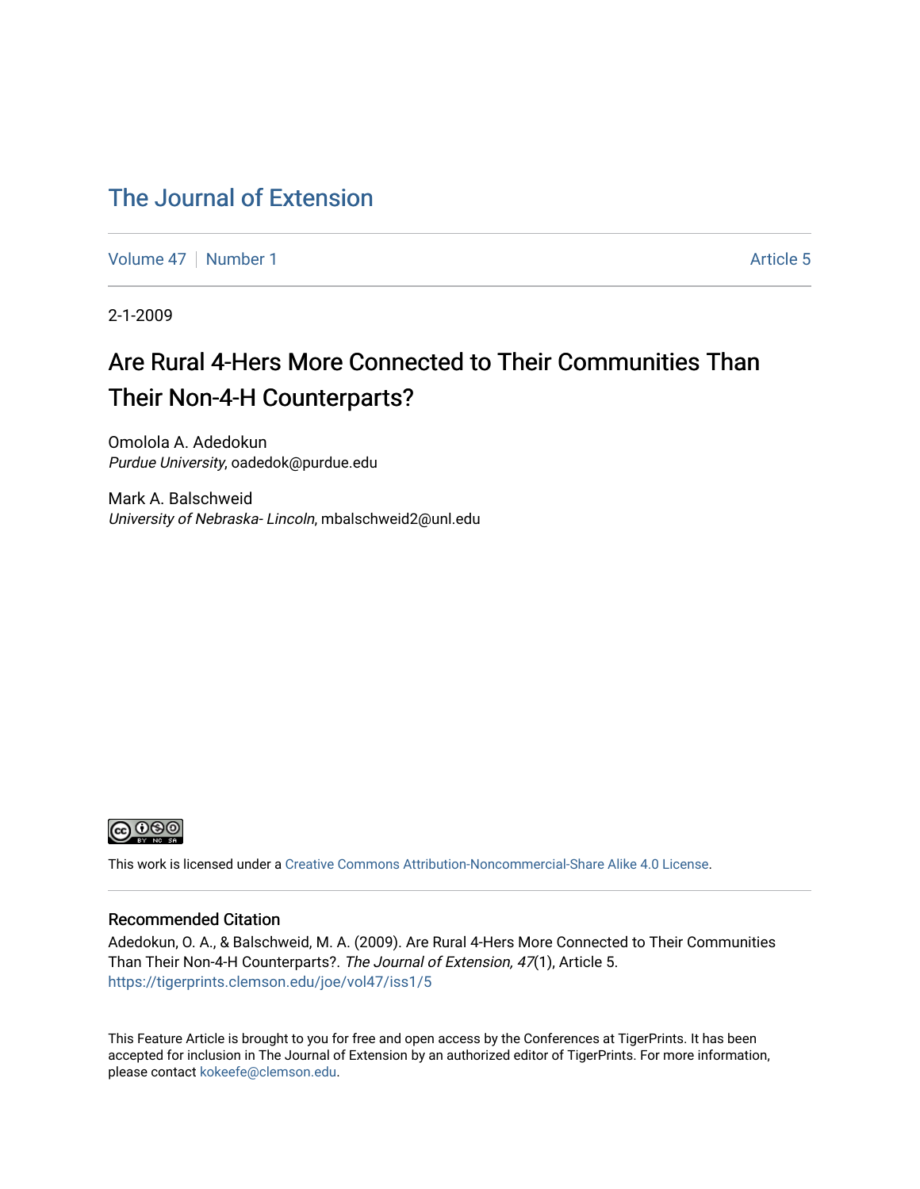# The Journal of Extension

Volume 47 | Number 1 | Article 5

2-1-2009

## Are Rural 4-Hers More Connected to Their Communities Than Their Non-4-H Counterparts?

Omolola A. Adedokun
*Purdue University*, oadedok@purdue.edu

Mark A. Balschweid
*University of Nebraska- Lincoln*, mbalschweid2@unl.edu

This work is licensed under a Creative Commons Attribution-Noncommercial-Share Alike 4.0 License.

### Recommended Citation

Adedokun, O. A., & Balschweid, M. A. (2009). Are Rural 4-Hers More Connected to Their Communities Than Their Non-4-H Counterparts?. *The Journal of Extension, 47*(1), Article 5.
https://tigerprints.clemson.edu/joe/vol47/iss1/5

This Feature Article is brought to you for free and open access by the Conferences at TigerPrints. It has been accepted for inclusion in The Journal of Extension by an authorized editor of TigerPrints. For more information, please contact kokeefe@clemson.edu.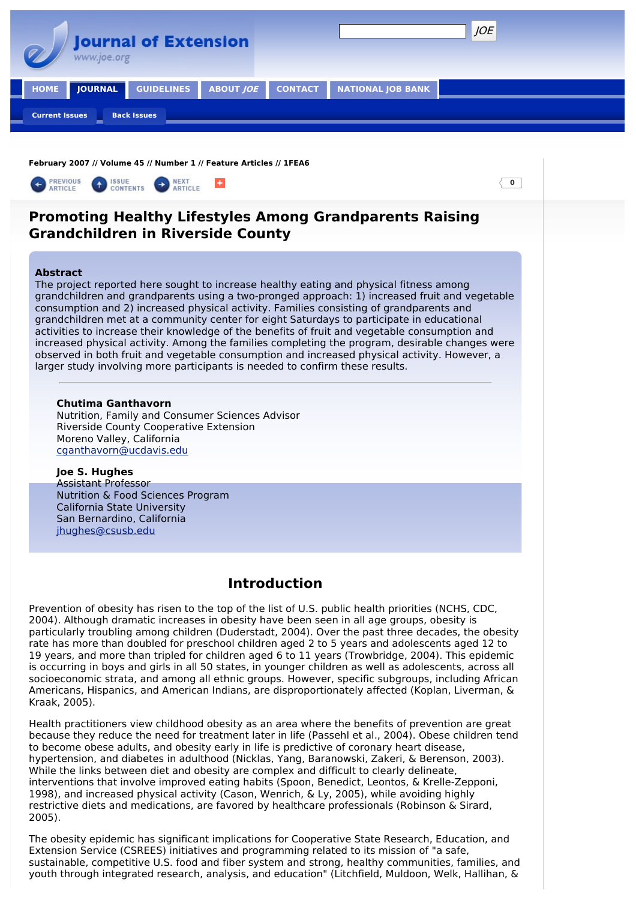February 2007 // Volume 45 // Number 1 // Feature Articles // 1FEA6

# Promoting Healthy Lifestyles Among Grandparents Raising Grandchildren in Riverside County

**Abstract**
The project reported here sought to increase healthy eating and physical fitness among grandchildren and grandparents using a two-pronged approach: 1) increased fruit and vegetable consumption and 2) increased physical activity. Families consisting of grandparents and grandchildren met at a community center for eight Saturdays to participate in educational activities to increase their knowledge of the benefits of fruit and vegetable consumption and increased physical activity. Among the families completing the program, desirable changes were observed in both fruit and vegetable consumption and increased physical activity. However, a larger study involving more participants is needed to confirm these results.

---

**Chutima Ganthavorn**
Nutrition, Family and Consumer Sciences Advisor
Riverside County Cooperative Extension
Moreno Valley, California
cganthavorn@ucdavis.edu

**Joe S. Hughes**
Assistant Professor
Nutrition & Food Sciences Program
California State University
San Bernardino, California
jhughes@csusb.edu

## Introduction

Prevention of obesity has risen to the top of the list of U.S. public health priorities (NCHS, CDC, 2004). Although dramatic increases in obesity have been seen in all age groups, obesity is particularly troubling among children (Duderstadt, 2004). Over the past three decades, the obesity rate has more than doubled for preschool children aged 2 to 5 years and adolescents aged 12 to 19 years, and more than tripled for children aged 6 to 11 years (Trowbridge, 2004). This epidemic is occurring in boys and girls in all 50 states, in younger children as well as adolescents, across all socioeconomic strata, and among all ethnic groups. However, specific subgroups, including African Americans, Hispanics, and American Indians, are disproportionately affected (Koplan, Liverman, & Kraak, 2005).

Health practitioners view childhood obesity as an area where the benefits of prevention are great because they reduce the need for treatment later in life (Passehl et al., 2004). Obese children tend to become obese adults, and obesity early in life is predictive of coronary heart disease, hypertension, and diabetes in adulthood (Nicklas, Yang, Baranowski, Zakeri, & Berenson, 2003). While the links between diet and obesity are complex and difficult to clearly delineate, interventions that involve improved eating habits (Spoon, Benedict, Leontos, & Krelle-Zepponi, 1998), and increased physical activity (Cason, Wenrich, & Ly, 2005), while avoiding highly restrictive diets and medications, are favored by healthcare professionals (Robinson & Sirard, 2005).

The obesity epidemic has significant implications for Cooperative State Research, Education, and Extension Service (CSREES) initiatives and programming related to its mission of "a safe, sustainable, competitive U.S. food and fiber system and strong, healthy communities, families, and youth through integrated research, analysis, and education" (Litchfield, Muldoon, Welk, Hallihan, &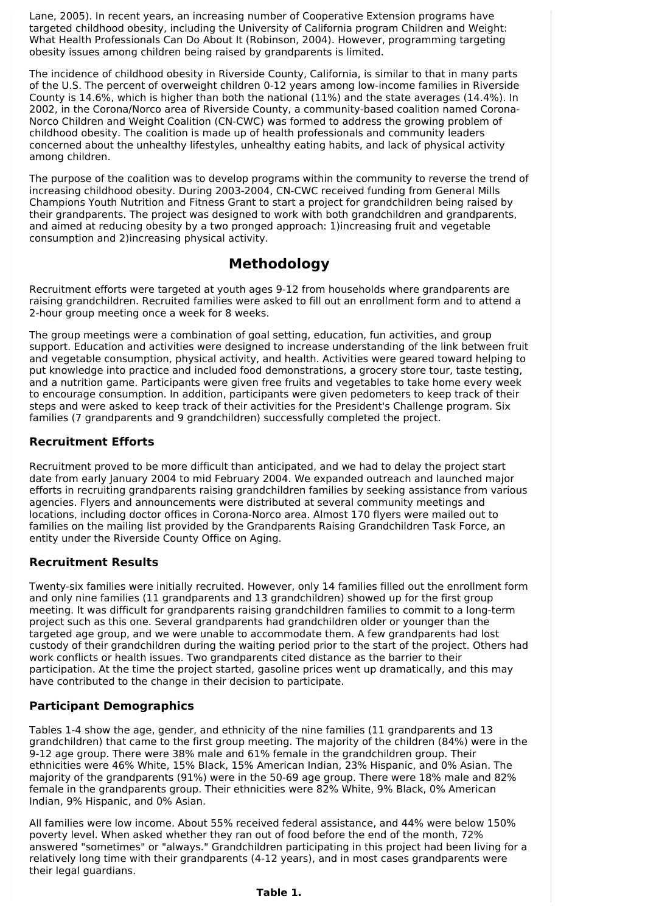Lane, 2005). In recent years, an increasing number of Cooperative Extension programs have targeted childhood obesity, including the University of California program Children and Weight: What Health Professionals Can Do About It (Robinson, 2004). However, programming targeting obesity issues among children being raised by grandparents is limited.

The incidence of childhood obesity in Riverside County, California, is similar to that in many parts of the U.S. The percent of overweight children 0-12 years among low-income families in Riverside County is 14.6%, which is higher than both the national (11%) and the state averages (14.4%). In 2002, in the Corona/Norco area of Riverside County, a community-based coalition named Corona-Norco Children and Weight Coalition (CN-CWC) was formed to address the growing problem of childhood obesity. The coalition is made up of health professionals and community leaders concerned about the unhealthy lifestyles, unhealthy eating habits, and lack of physical activity among children.

The purpose of the coalition was to develop programs within the community to reverse the trend of increasing childhood obesity. During 2003-2004, CN-CWC received funding from General Mills Champions Youth Nutrition and Fitness Grant to start a project for grandchildren being raised by their grandparents. The project was designed to work with both grandchildren and grandparents, and aimed at reducing obesity by a two pronged approach: 1)increasing fruit and vegetable consumption and 2)increasing physical activity.

## Methodology

Recruitment efforts were targeted at youth ages 9-12 from households where grandparents are raising grandchildren. Recruited families were asked to fill out an enrollment form and to attend a 2-hour group meeting once a week for 8 weeks.

The group meetings were a combination of goal setting, education, fun activities, and group support. Education and activities were designed to increase understanding of the link between fruit and vegetable consumption, physical activity, and health. Activities were geared toward helping to put knowledge into practice and included food demonstrations, a grocery store tour, taste testing, and a nutrition game. Participants were given free fruits and vegetables to take home every week to encourage consumption. In addition, participants were given pedometers to keep track of their steps and were asked to keep track of their activities for the President's Challenge program. Six families (7 grandparents and 9 grandchildren) successfully completed the project.

### Recruitment Efforts

Recruitment proved to be more difficult than anticipated, and we had to delay the project start date from early January 2004 to mid February 2004. We expanded outreach and launched major efforts in recruiting grandparents raising grandchildren families by seeking assistance from various agencies. Flyers and announcements were distributed at several community meetings and locations, including doctor offices in Corona-Norco area. Almost 170 flyers were mailed out to families on the mailing list provided by the Grandparents Raising Grandchildren Task Force, an entity under the Riverside County Office on Aging.

### Recruitment Results

Twenty-six families were initially recruited. However, only 14 families filled out the enrollment form and only nine families (11 grandparents and 13 grandchildren) showed up for the first group meeting. It was difficult for grandparents raising grandchildren families to commit to a long-term project such as this one. Several grandparents had grandchildren older or younger than the targeted age group, and we were unable to accommodate them. A few grandparents had lost custody of their grandchildren during the waiting period prior to the start of the project. Others had work conflicts or health issues. Two grandparents cited distance as the barrier to their participation. At the time the project started, gasoline prices went up dramatically, and this may have contributed to the change in their decision to participate.

### Participant Demographics

Tables 1-4 show the age, gender, and ethnicity of the nine families (11 grandparents and 13 grandchildren) that came to the first group meeting. The majority of the children (84%) were in the 9-12 age group. There were 38% male and 61% female in the grandchildren group. Their ethnicities were 46% White, 15% Black, 15% American Indian, 23% Hispanic, and 0% Asian. The majority of the grandparents (91%) were in the 50-69 age group. There were 18% male and 82% female in the grandparents group. Their ethnicities were 82% White, 9% Black, 0% American Indian, 9% Hispanic, and 0% Asian.

All families were low income. About 55% received federal assistance, and 44% were below 150% poverty level. When asked whether they ran out of food before the end of the month, 72% answered "sometimes" or "always." Grandchildren participating in this project had been living for a relatively long time with their grandparents (4-12 years), and in most cases grandparents were their legal guardians.

**Table 1.**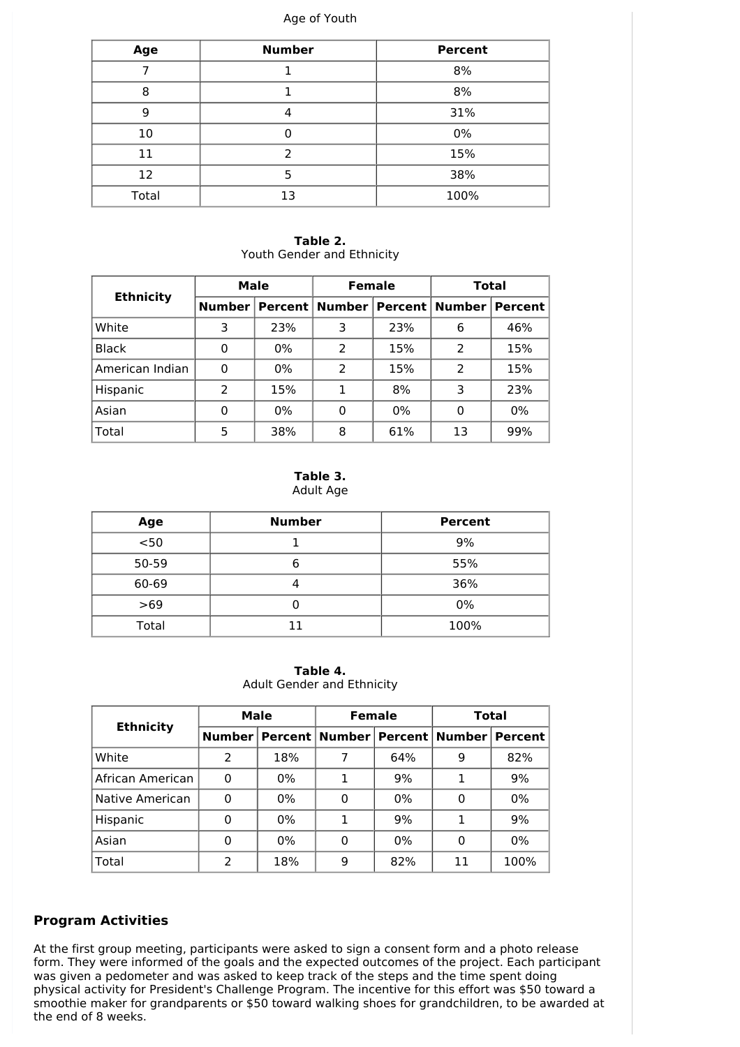Age of Youth

| Age | Number | Percent |
|---|---|---|
| 7 | 1 | 8% |
| 8 | 1 | 8% |
| 9 | 4 | 31% |
| 10 | 0 | 0% |
| 11 | 2 | 15% |
| 12 | 5 | 38% |
| Total | 13 | 100% |

**Table 2.**
Youth Gender and Ethnicity

| Ethnicity | Male | | Female | | Total | |
|---|---|---|---|---|---|---|
| | Number | Percent | Number | Percent | Number | Percent |
| White | 3 | 23% | 3 | 23% | 6 | 46% |
| Black | 0 | 0% | 2 | 15% | 2 | 15% |
| American Indian | 0 | 0% | 2 | 15% | 2 | 15% |
| Hispanic | 2 | 15% | 1 | 8% | 3 | 23% |
| Asian | 0 | 0% | 0 | 0% | 0 | 0% |
| Total | 5 | 38% | 8 | 61% | 13 | 99% |

**Table 3.**
Adult Age

| Age | Number | Percent |
|---|---|---|
| <50 | 1 | 9% |
| 50-59 | 6 | 55% |
| 60-69 | 4 | 36% |
| >69 | 0 | 0% |
| Total | 11 | 100% |

**Table 4.**
Adult Gender and Ethnicity

| Ethnicity | Male | | Female | | Total | |
|---|---|---|---|---|---|---|
| | Number | Percent | Number | Percent | Number | Percent |
| White | 2 | 18% | 7 | 64% | 9 | 82% |
| African American | 0 | 0% | 1 | 9% | 1 | 9% |
| Native American | 0 | 0% | 0 | 0% | 0 | 0% |
| Hispanic | 0 | 0% | 1 | 9% | 1 | 9% |
| Asian | 0 | 0% | 0 | 0% | 0 | 0% |
| Total | 2 | 18% | 9 | 82% | 11 | 100% |

### Program Activities

At the first group meeting, participants were asked to sign a consent form and a photo release form. They were informed of the goals and the expected outcomes of the project. Each participant was given a pedometer and was asked to keep track of the steps and the time spent doing physical activity for President's Challenge Program. The incentive for this effort was $50 toward a smoothie maker for grandparents or $50 toward walking shoes for grandchildren, to be awarded at the end of 8 weeks.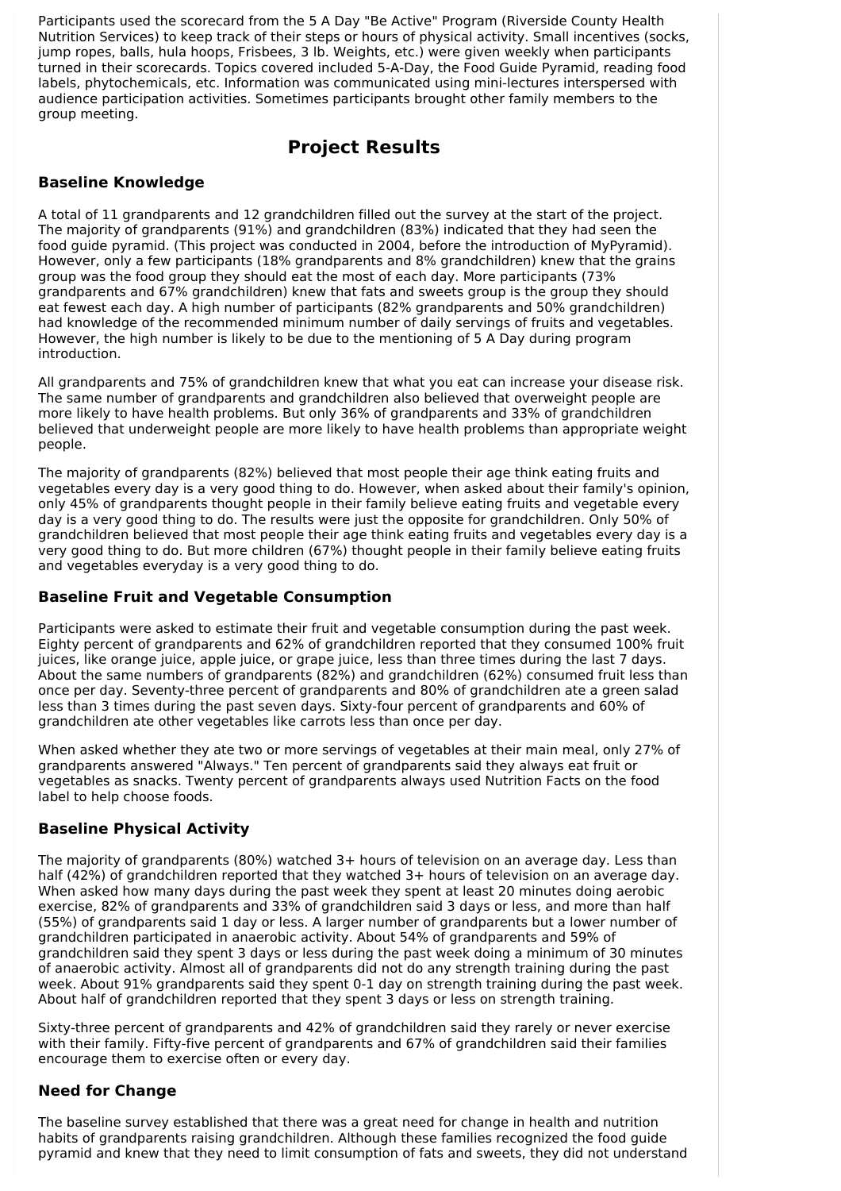Participants used the scorecard from the 5 A Day "Be Active" Program (Riverside County Health Nutrition Services) to keep track of their steps or hours of physical activity. Small incentives (socks, jump ropes, balls, hula hoops, Frisbees, 3 lb. Weights, etc.) were given weekly when participants turned in their scorecards. Topics covered included 5-A-Day, the Food Guide Pyramid, reading food labels, phytochemicals, etc. Information was communicated using mini-lectures interspersed with audience participation activities. Sometimes participants brought other family members to the group meeting.

## Project Results

### Baseline Knowledge

A total of 11 grandparents and 12 grandchildren filled out the survey at the start of the project. The majority of grandparents (91%) and grandchildren (83%) indicated that they had seen the food guide pyramid. (This project was conducted in 2004, before the introduction of MyPyramid). However, only a few participants (18% grandparents and 8% grandchildren) knew that the grains group was the food group they should eat the most of each day. More participants (73% grandparents and 67% grandchildren) knew that fats and sweets group is the group they should eat fewest each day. A high number of participants (82% grandparents and 50% grandchildren) had knowledge of the recommended minimum number of daily servings of fruits and vegetables. However, the high number is likely to be due to the mentioning of 5 A Day during program introduction.

All grandparents and 75% of grandchildren knew that what you eat can increase your disease risk. The same number of grandparents and grandchildren also believed that overweight people are more likely to have health problems. But only 36% of grandparents and 33% of grandchildren believed that underweight people are more likely to have health problems than appropriate weight people.

The majority of grandparents (82%) believed that most people their age think eating fruits and vegetables every day is a very good thing to do. However, when asked about their family's opinion, only 45% of grandparents thought people in their family believe eating fruits and vegetable every day is a very good thing to do. The results were just the opposite for grandchildren. Only 50% of grandchildren believed that most people their age think eating fruits and vegetables every day is a very good thing to do. But more children (67%) thought people in their family believe eating fruits and vegetables everyday is a very good thing to do.

### Baseline Fruit and Vegetable Consumption

Participants were asked to estimate their fruit and vegetable consumption during the past week. Eighty percent of grandparents and 62% of grandchildren reported that they consumed 100% fruit juices, like orange juice, apple juice, or grape juice, less than three times during the last 7 days. About the same numbers of grandparents (82%) and grandchildren (62%) consumed fruit less than once per day. Seventy-three percent of grandparents and 80% of grandchildren ate a green salad less than 3 times during the past seven days. Sixty-four percent of grandparents and 60% of grandchildren ate other vegetables like carrots less than once per day.

When asked whether they ate two or more servings of vegetables at their main meal, only 27% of grandparents answered "Always." Ten percent of grandparents said they always eat fruit or vegetables as snacks. Twenty percent of grandparents always used Nutrition Facts on the food label to help choose foods.

### Baseline Physical Activity

The majority of grandparents (80%) watched 3+ hours of television on an average day. Less than half (42%) of grandchildren reported that they watched 3+ hours of television on an average day. When asked how many days during the past week they spent at least 20 minutes doing aerobic exercise, 82% of grandparents and 33% of grandchildren said 3 days or less, and more than half (55%) of grandparents said 1 day or less. A larger number of grandparents but a lower number of grandchildren participated in anaerobic activity. About 54% of grandparents and 59% of grandchildren said they spent 3 days or less during the past week doing a minimum of 30 minutes of anaerobic activity. Almost all of grandparents did not do any strength training during the past week. About 91% grandparents said they spent 0-1 day on strength training during the past week. About half of grandchildren reported that they spent 3 days or less on strength training.

Sixty-three percent of grandparents and 42% of grandchildren said they rarely or never exercise with their family. Fifty-five percent of grandparents and 67% of grandchildren said their families encourage them to exercise often or every day.

### Need for Change

The baseline survey established that there was a great need for change in health and nutrition habits of grandparents raising grandchildren. Although these families recognized the food guide pyramid and knew that they need to limit consumption of fats and sweets, they did not understand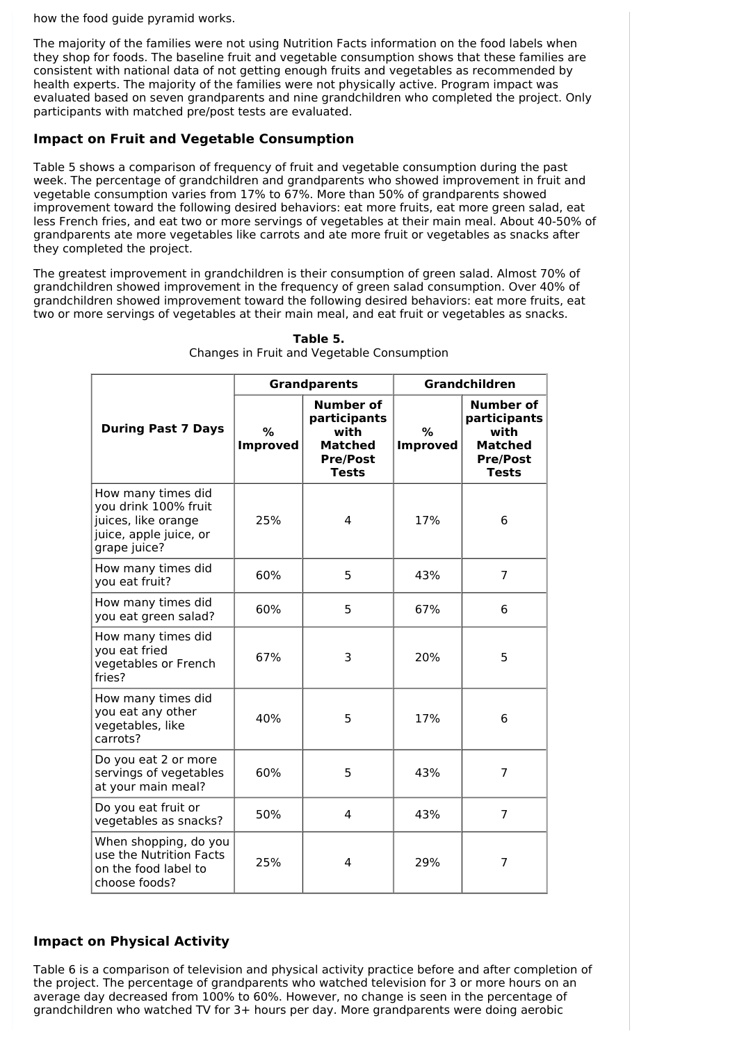how the food guide pyramid works.

The majority of the families were not using Nutrition Facts information on the food labels when they shop for foods. The baseline fruit and vegetable consumption shows that these families are consistent with national data of not getting enough fruits and vegetables as recommended by health experts. The majority of the families were not physically active. Program impact was evaluated based on seven grandparents and nine grandchildren who completed the project. Only participants with matched pre/post tests are evaluated.

### Impact on Fruit and Vegetable Consumption

Table 5 shows a comparison of frequency of fruit and vegetable consumption during the past week. The percentage of grandchildren and grandparents who showed improvement in fruit and vegetable consumption varies from 17% to 67%. More than 50% of grandparents showed improvement toward the following desired behaviors: eat more fruits, eat more green salad, eat less French fries, and eat two or more servings of vegetables at their main meal. About 40-50% of grandparents ate more vegetables like carrots and ate more fruit or vegetables as snacks after they completed the project.

The greatest improvement in grandchildren is their consumption of green salad. Almost 70% of grandchildren showed improvement in the frequency of green salad consumption. Over 40% of grandchildren showed improvement toward the following desired behaviors: eat more fruits, eat two or more servings of vegetables at their main meal, and eat fruit or vegetables as snacks.

**Table 5.**
Changes in Fruit and Vegetable Consumption

| During Past 7 Days | Grandparents | | Grandchildren | |
|---|---|---|---|---|
| | % Improved | Number of participants with Matched Pre/Post Tests | % Improved | Number of participants with Matched Pre/Post Tests |
| How many times did you drink 100% fruit juices, like orange juice, apple juice, or grape juice? | 25% | 4 | 17% | 6 |
| How many times did you eat fruit? | 60% | 5 | 43% | 7 |
| How many times did you eat green salad? | 60% | 5 | 67% | 6 |
| How many times did you eat fried vegetables or French fries? | 67% | 3 | 20% | 5 |
| How many times did you eat any other vegetables, like carrots? | 40% | 5 | 17% | 6 |
| Do you eat 2 or more servings of vegetables at your main meal? | 60% | 5 | 43% | 7 |
| Do you eat fruit or vegetables as snacks? | 50% | 4 | 43% | 7 |
| When shopping, do you use the Nutrition Facts on the food label to choose foods? | 25% | 4 | 29% | 7 |

### Impact on Physical Activity

Table 6 is a comparison of television and physical activity practice before and after completion of the project. The percentage of grandparents who watched television for 3 or more hours on an average day decreased from 100% to 60%. However, no change is seen in the percentage of grandchildren who watched TV for 3+ hours per day. More grandparents were doing aerobic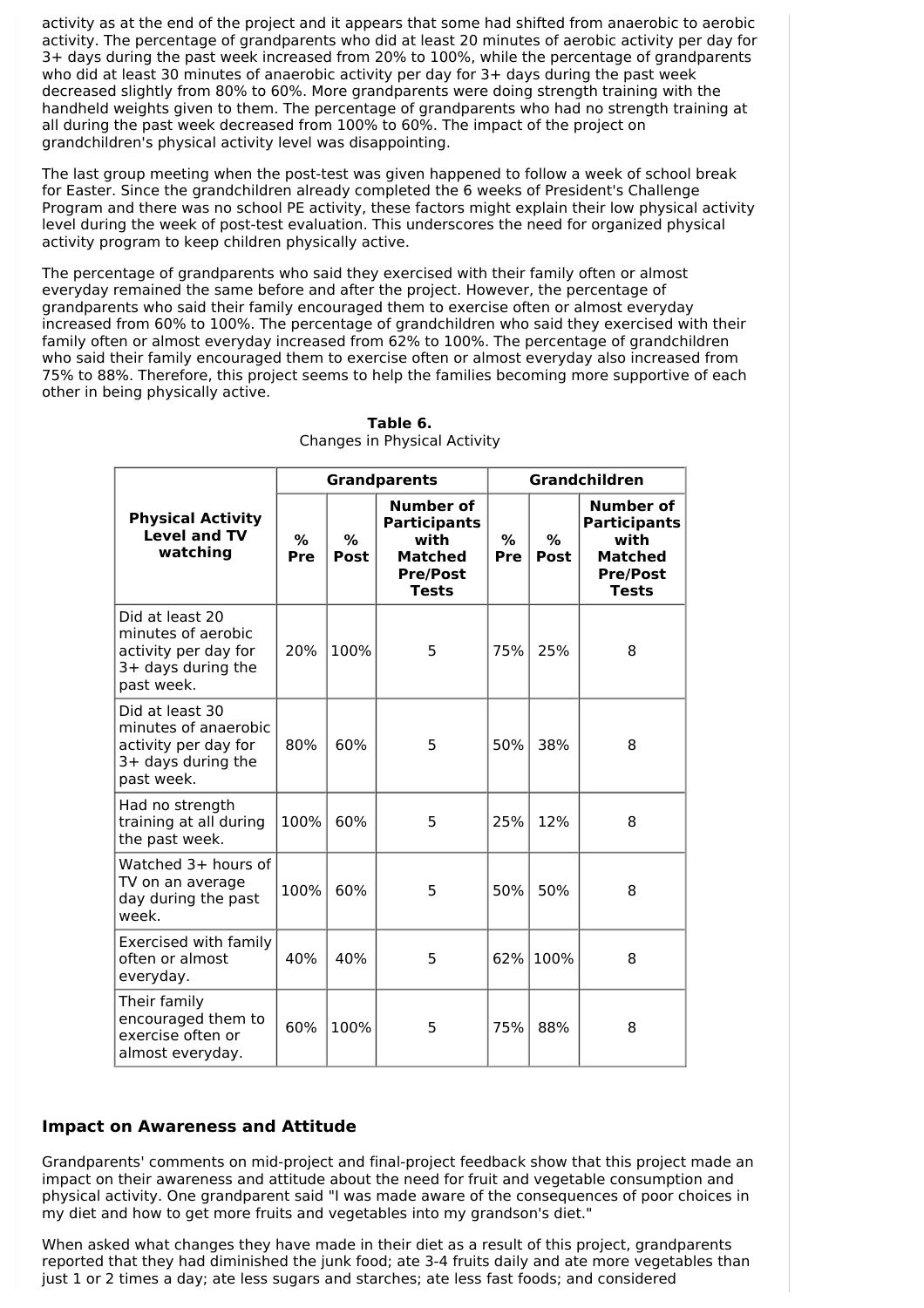activity as at the end of the project and it appears that some had shifted from anaerobic to aerobic activity. The percentage of grandparents who did at least 20 minutes of aerobic activity per day for 3+ days during the past week increased from 20% to 100%, while the percentage of grandparents who did at least 30 minutes of anaerobic activity per day for 3+ days during the past week decreased slightly from 80% to 60%. More grandparents were doing strength training with the handheld weights given to them. The percentage of grandparents who had no strength training at all during the past week decreased from 100% to 60%. The impact of the project on grandchildren's physical activity level was disappointing.

The last group meeting when the post-test was given happened to follow a week of school break for Easter. Since the grandchildren already completed the 6 weeks of President's Challenge Program and there was no school PE activity, these factors might explain their low physical activity level during the week of post-test evaluation. This underscores the need for organized physical activity program to keep children physically active.

The percentage of grandparents who said they exercised with their family often or almost everyday remained the same before and after the project. However, the percentage of grandparents who said their family encouraged them to exercise often or almost everyday increased from 60% to 100%. The percentage of grandchildren who said they exercised with their family often or almost everyday increased from 62% to 100%. The percentage of grandchildren who said their family encouraged them to exercise often or almost everyday also increased from 75% to 88%. Therefore, this project seems to help the families becoming more supportive of each other in being physically active.

**Table 6.**
Changes in Physical Activity

| Physical Activity Level and TV watching | Grandparents | | | Grandchildren | | |
|---|---|---|---|---|---|---|
| | % Pre | % Post | Number of Participants with Matched Pre/Post Tests | % Pre | % Post | Number of Participants with Matched Pre/Post Tests |
| Did at least 20 minutes of aerobic activity per day for 3+ days during the past week. | 20% | 100% | 5 | 75% | 25% | 8 |
| Did at least 30 minutes of anaerobic activity per day for 3+ days during the past week. | 80% | 60% | 5 | 50% | 38% | 8 |
| Had no strength training at all during the past week. | 100% | 60% | 5 | 25% | 12% | 8 |
| Watched 3+ hours of TV on an average day during the past week. | 100% | 60% | 5 | 50% | 50% | 8 |
| Exercised with family often or almost everyday. | 40% | 40% | 5 | 62% | 100% | 8 |
| Their family encouraged them to exercise often or almost everyday. | 60% | 100% | 5 | 75% | 88% | 8 |

## Impact on Awareness and Attitude

Grandparents' comments on mid-project and final-project feedback show that this project made an impact on their awareness and attitude about the need for fruit and vegetable consumption and physical activity. One grandparent said "I was made aware of the consequences of poor choices in my diet and how to get more fruits and vegetables into my grandson's diet."

When asked what changes they have made in their diet as a result of this project, grandparents reported that they had diminished the junk food; ate 3-4 fruits daily and ate more vegetables than just 1 or 2 times a day; ate less sugars and starches; ate less fast foods; and considered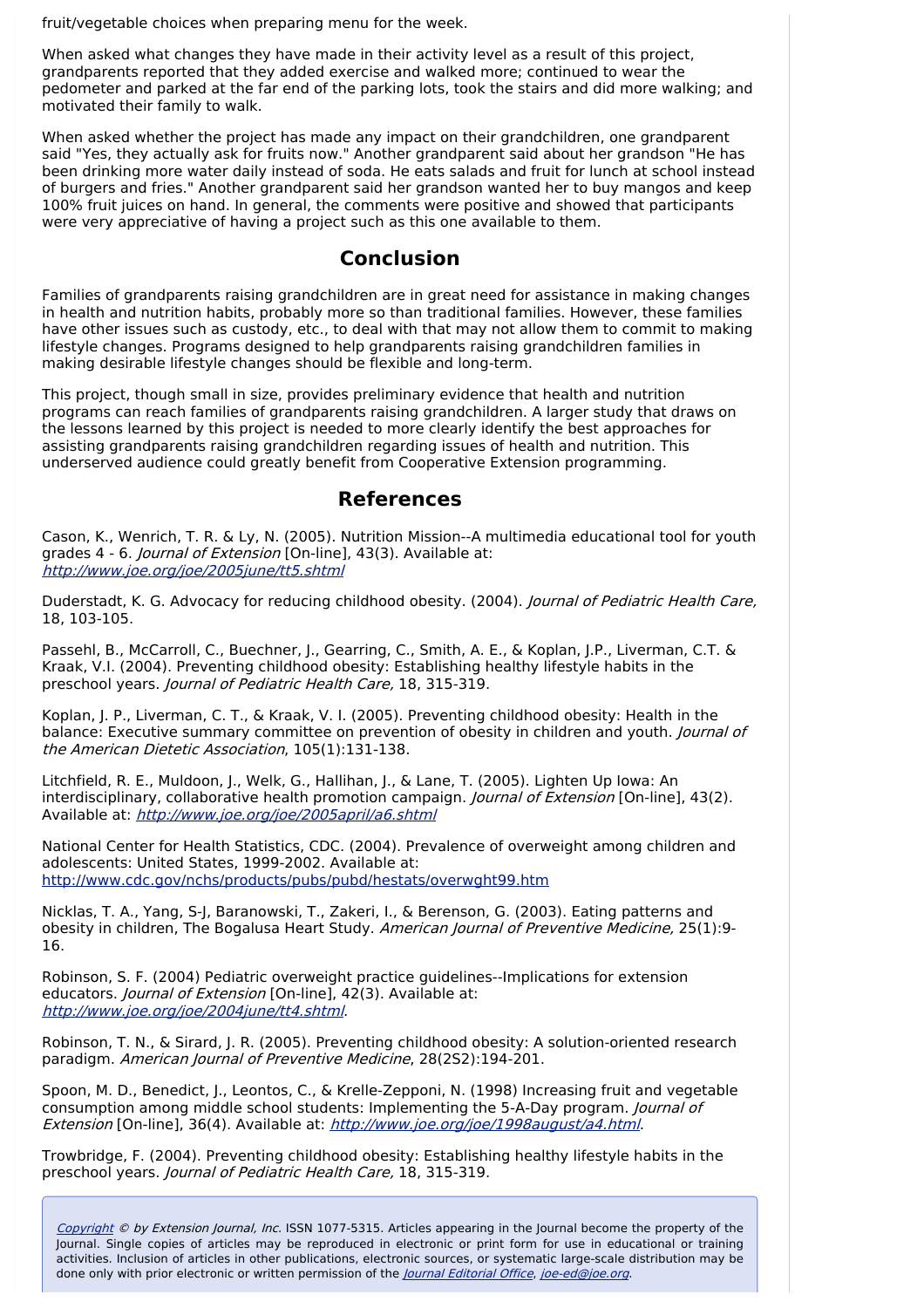fruit/vegetable choices when preparing menu for the week.

When asked what changes they have made in their activity level as a result of this project, grandparents reported that they added exercise and walked more; continued to wear the pedometer and parked at the far end of the parking lots, took the stairs and did more walking; and motivated their family to walk.

When asked whether the project has made any impact on their grandchildren, one grandparent said "Yes, they actually ask for fruits now." Another grandparent said about her grandson "He has been drinking more water daily instead of soda. He eats salads and fruit for lunch at school instead of burgers and fries." Another grandparent said her grandson wanted her to buy mangos and keep 100% fruit juices on hand. In general, the comments were positive and showed that participants were very appreciative of having a project such as this one available to them.

## Conclusion

Families of grandparents raising grandchildren are in great need for assistance in making changes in health and nutrition habits, probably more so than traditional families. However, these families have other issues such as custody, etc., to deal with that may not allow them to commit to making lifestyle changes. Programs designed to help grandparents raising grandchildren families in making desirable lifestyle changes should be flexible and long-term.

This project, though small in size, provides preliminary evidence that health and nutrition programs can reach families of grandparents raising grandchildren. A larger study that draws on the lessons learned by this project is needed to more clearly identify the best approaches for assisting grandparents raising grandchildren regarding issues of health and nutrition. This underserved audience could greatly benefit from Cooperative Extension programming.

## References

Cason, K., Wenrich, T. R. & Ly, N. (2005). Nutrition Mission--A multimedia educational tool for youth grades 4 - 6. *Journal of Extension* [On-line], 43(3). Available at: *http://www.joe.org/joe/2005june/tt5.shtml*

Duderstadt, K. G. Advocacy for reducing childhood obesity. (2004). *Journal of Pediatric Health Care,* 18, 103-105.

Passehl, B., McCarroll, C., Buechner, J., Gearring, C., Smith, A. E., & Koplan, J.P., Liverman, C.T. & Kraak, V.I. (2004). Preventing childhood obesity: Establishing healthy lifestyle habits in the preschool years. *Journal of Pediatric Health Care,* 18, 315-319.

Koplan, J. P., Liverman, C. T., & Kraak, V. I. (2005). Preventing childhood obesity: Health in the balance: Executive summary committee on prevention of obesity in children and youth. *Journal of the American Dietetic Association*, 105(1):131-138.

Litchfield, R. E., Muldoon, J., Welk, G., Hallihan, J., & Lane, T. (2005). Lighten Up Iowa: An interdisciplinary, collaborative health promotion campaign. *Journal of Extension* [On-line], 43(2). Available at: *http://www.joe.org/joe/2005april/a6.shtml*

National Center for Health Statistics, CDC. (2004). Prevalence of overweight among children and adolescents: United States, 1999-2002. Available at: http://www.cdc.gov/nchs/products/pubs/pubd/hestats/overwght99.htm

Nicklas, T. A., Yang, S-J, Baranowski, T., Zakeri, I., & Berenson, G. (2003). Eating patterns and obesity in children, The Bogalusa Heart Study. *American Journal of Preventive Medicine,* 25(1):9-16.

Robinson, S. F. (2004) Pediatric overweight practice guidelines--Implications for extension educators. *Journal of Extension* [On-line], 42(3). Available at: *http://www.joe.org/joe/2004june/tt4.shtml*.

Robinson, T. N., & Sirard, J. R. (2005). Preventing childhood obesity: A solution-oriented research paradigm. *American Journal of Preventive Medicine*, 28(2S2):194-201.

Spoon, M. D., Benedict, J., Leontos, C., & Krelle-Zepponi, N. (1998) Increasing fruit and vegetable consumption among middle school students: Implementing the 5-A-Day program. *Journal of Extension* [On-line], 36(4). Available at: *http://www.joe.org/joe/1998august/a4.html*.

Trowbridge, F. (2004). Preventing childhood obesity: Establishing healthy lifestyle habits in the preschool years. *Journal of Pediatric Health Care,* 18, 315-319.

*Copyright* © *by Extension Journal, Inc.* ISSN 1077-5315. Articles appearing in the Journal become the property of the Journal. Single copies of articles may be reproduced in electronic or print form for use in educational or training activities. Inclusion of articles in other publications, electronic sources, or systematic large-scale distribution may be done only with prior electronic or written permission of the *Journal Editorial Office*, *joe-ed@joe.org*.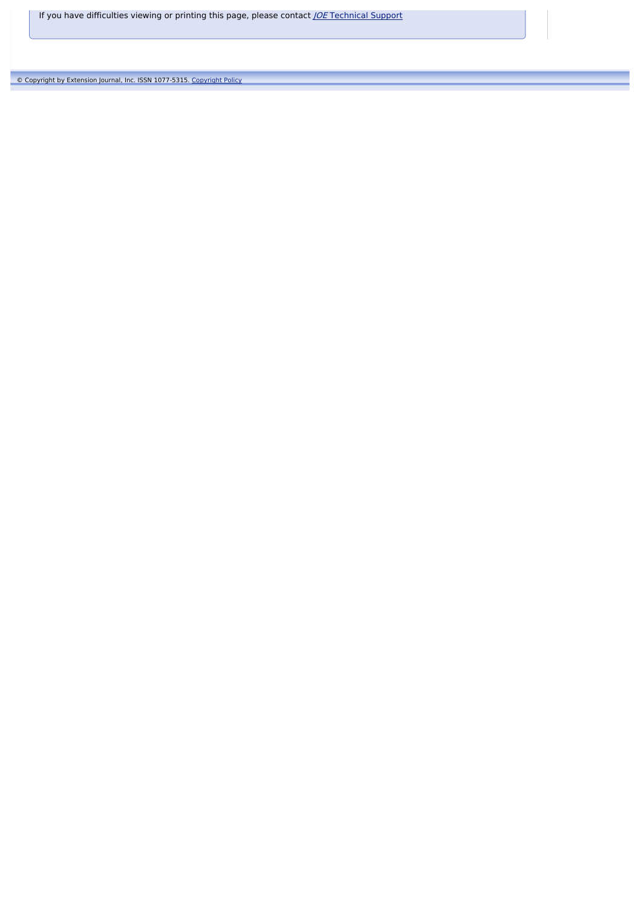If you have difficulties viewing or printing this page, please contact *JOE* Technical Support

© Copyright by Extension Journal, Inc. ISSN 1077-5315. Copyright Policy